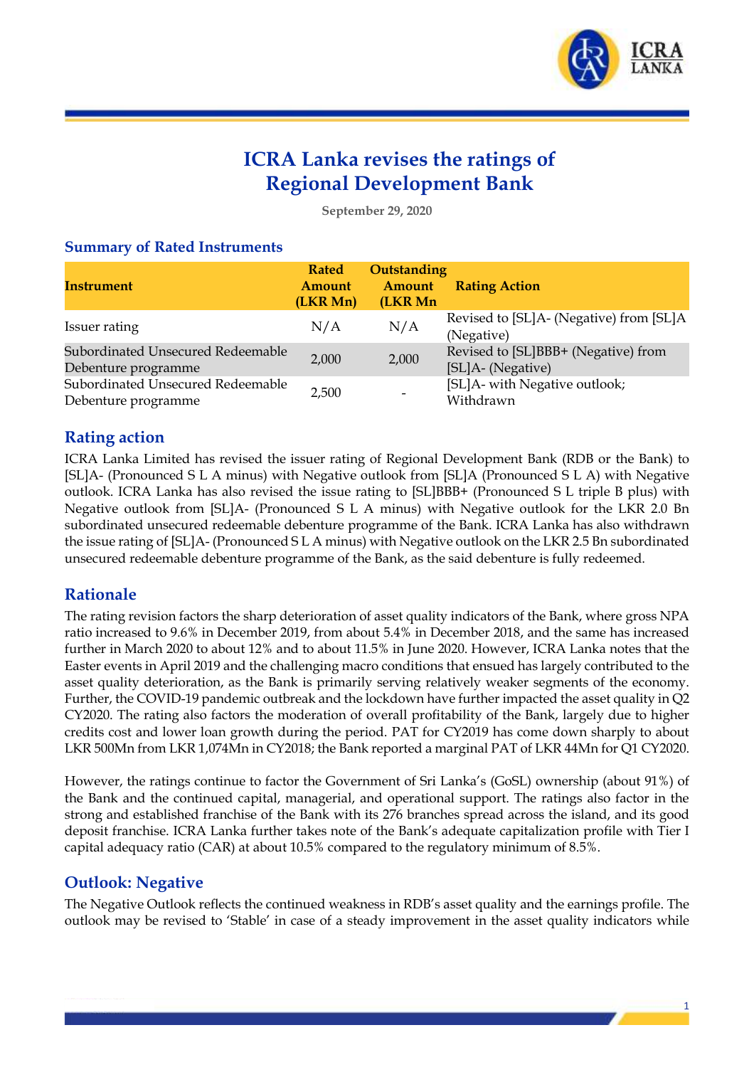# ICRA Lanka revises the ratings of Regional Development Bank

September 29, 2020

## Summary of Rated Instruments

| Instrument | Rated Amount (LKR Mn) | Outstanding Amount (LKR Mn | Rating Action |
|---|---|---|---|
| Issuer rating | N/A | N/A | Revised to [SL]A- (Negative) from [SL]A (Negative) |
| Subordinated Unsecured Redeemable Debenture programme | 2,000 | 2,000 | Revised to [SL]BBB+ (Negative) from [SL]A- (Negative) |
| Subordinated Unsecured Redeemable Debenture programme | 2,500 | - | [SL]A- with Negative outlook; Withdrawn |

## Rating action

ICRA Lanka Limited has revised the issuer rating of Regional Development Bank (RDB or the Bank) to [SL]A- (Pronounced S L A minus) with Negative outlook from [SL]A (Pronounced S L A) with Negative outlook. ICRA Lanka has also revised the issue rating to [SL]BBB+ (Pronounced S L triple B plus) with Negative outlook from [SL]A- (Pronounced S L A minus) with Negative outlook for the LKR 2.0 Bn subordinated unsecured redeemable debenture programme of the Bank. ICRA Lanka has also withdrawn the issue rating of [SL]A- (Pronounced S L A minus) with Negative outlook on the LKR 2.5 Bn subordinated unsecured redeemable debenture programme of the Bank, as the said debenture is fully redeemed.

## Rationale

The rating revision factors the sharp deterioration of asset quality indicators of the Bank, where gross NPA ratio increased to 9.6% in December 2019, from about 5.4% in December 2018, and the same has increased further in March 2020 to about 12% and to about 11.5% in June 2020. However, ICRA Lanka notes that the Easter events in April 2019 and the challenging macro conditions that ensued has largely contributed to the asset quality deterioration, as the Bank is primarily serving relatively weaker segments of the economy. Further, the COVID-19 pandemic outbreak and the lockdown have further impacted the asset quality in Q2 CY2020. The rating also factors the moderation of overall profitability of the Bank, largely due to higher credits cost and lower loan growth during the period. PAT for CY2019 has come down sharply to about LKR 500Mn from LKR 1,074Mn in CY2018; the Bank reported a marginal PAT of LKR 44Mn for Q1 CY2020.

However, the ratings continue to factor the Government of Sri Lanka's (GoSL) ownership (about 91%) of the Bank and the continued capital, managerial, and operational support. The ratings also factor in the strong and established franchise of the Bank with its 276 branches spread across the island, and its good deposit franchise. ICRA Lanka further takes note of the Bank's adequate capitalization profile with Tier I capital adequacy ratio (CAR) at about 10.5% compared to the regulatory minimum of 8.5%.

## Outlook: Negative

The Negative Outlook reflects the continued weakness in RDB's asset quality and the earnings profile. The outlook may be revised to 'Stable' in case of a steady improvement in the asset quality indicators while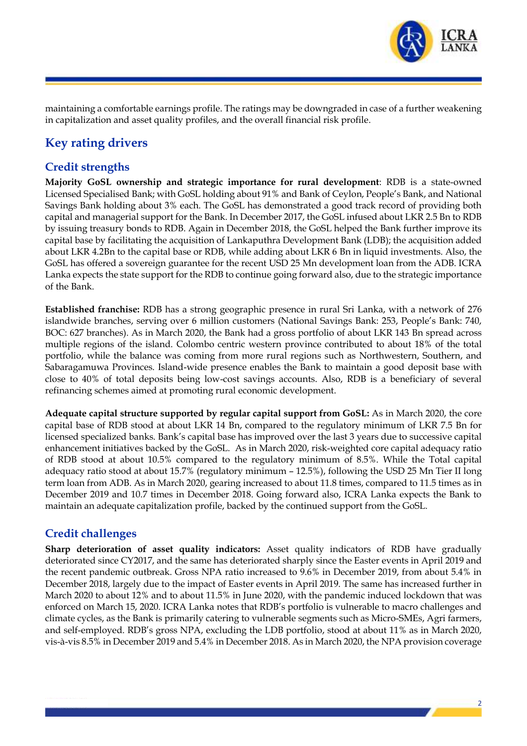maintaining a comfortable earnings profile. The ratings may be downgraded in case of a further weakening in capitalization and asset quality profiles, and the overall financial risk profile.

## Key rating drivers

### Credit strengths

**Majority GoSL ownership and strategic importance for rural development**: RDB is a state-owned Licensed Specialised Bank; with GoSL holding about 91% and Bank of Ceylon, People's Bank, and National Savings Bank holding about 3% each. The GoSL has demonstrated a good track record of providing both capital and managerial support for the Bank. In December 2017, the GoSL infused about LKR 2.5 Bn to RDB by issuing treasury bonds to RDB. Again in December 2018, the GoSL helped the Bank further improve its capital base by facilitating the acquisition of Lankaputhra Development Bank (LDB); the acquisition added about LKR 4.2Bn to the capital base or RDB, while adding about LKR 6 Bn in liquid investments. Also, the GoSL has offered a sovereign guarantee for the recent USD 25 Mn development loan from the ADB. ICRA Lanka expects the state support for the RDB to continue going forward also, due to the strategic importance of the Bank.

**Established franchise:** RDB has a strong geographic presence in rural Sri Lanka, with a network of 276 islandwide branches, serving over 6 million customers (National Savings Bank: 253, People's Bank: 740, BOC: 627 branches). As in March 2020, the Bank had a gross portfolio of about LKR 143 Bn spread across multiple regions of the island. Colombo centric western province contributed to about 18% of the total portfolio, while the balance was coming from more rural regions such as Northwestern, Southern, and Sabaragamuwa Provinces. Island-wide presence enables the Bank to maintain a good deposit base with close to 40% of total deposits being low-cost savings accounts. Also, RDB is a beneficiary of several refinancing schemes aimed at promoting rural economic development.

**Adequate capital structure supported by regular capital support from GoSL:** As in March 2020, the core capital base of RDB stood at about LKR 14 Bn, compared to the regulatory minimum of LKR 7.5 Bn for licensed specialized banks. Bank's capital base has improved over the last 3 years due to successive capital enhancement initiatives backed by the GoSL. As in March 2020, risk-weighted core capital adequacy ratio of RDB stood at about 10.5% compared to the regulatory minimum of 8.5%. While the Total capital adequacy ratio stood at about 15.7% (regulatory minimum – 12.5%), following the USD 25 Mn Tier II long term loan from ADB. As in March 2020, gearing increased to about 11.8 times, compared to 11.5 times as in December 2019 and 10.7 times in December 2018. Going forward also, ICRA Lanka expects the Bank to maintain an adequate capitalization profile, backed by the continued support from the GoSL.

### Credit challenges

**Sharp deterioration of asset quality indicators:** Asset quality indicators of RDB have gradually deteriorated since CY2017, and the same has deteriorated sharply since the Easter events in April 2019 and the recent pandemic outbreak. Gross NPA ratio increased to 9.6% in December 2019, from about 5.4% in December 2018, largely due to the impact of Easter events in April 2019. The same has increased further in March 2020 to about 12% and to about 11.5% in June 2020, with the pandemic induced lockdown that was enforced on March 15, 2020. ICRA Lanka notes that RDB's portfolio is vulnerable to macro challenges and climate cycles, as the Bank is primarily catering to vulnerable segments such as Micro-SMEs, Agri farmers, and self-employed. RDB's gross NPA, excluding the LDB portfolio, stood at about 11% as in March 2020, vis-à-vis 8.5% in December 2019 and 5.4% in December 2018. As in March 2020, the NPA provision coverage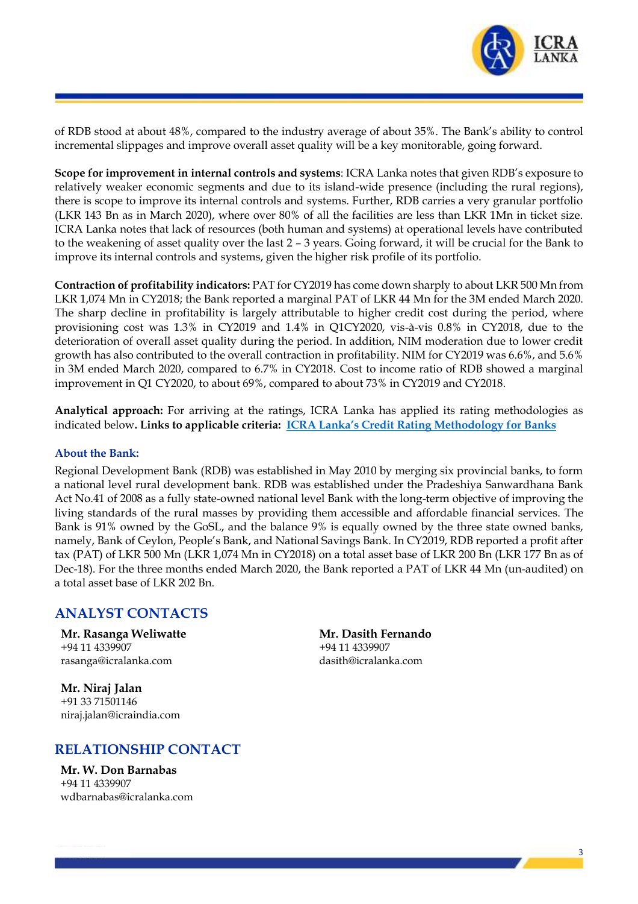of RDB stood at about 48%, compared to the industry average of about 35%. The Bank's ability to control incremental slippages and improve overall asset quality will be a key monitorable, going forward.

**Scope for improvement in internal controls and systems**: ICRA Lanka notes that given RDB's exposure to relatively weaker economic segments and due to its island-wide presence (including the rural regions), there is scope to improve its internal controls and systems. Further, RDB carries a very granular portfolio (LKR 143 Bn as in March 2020), where over 80% of all the facilities are less than LKR 1Mn in ticket size. ICRA Lanka notes that lack of resources (both human and systems) at operational levels have contributed to the weakening of asset quality over the last 2 – 3 years. Going forward, it will be crucial for the Bank to improve its internal controls and systems, given the higher risk profile of its portfolio.

**Contraction of profitability indicators:** PAT for CY2019 has come down sharply to about LKR 500 Mn from LKR 1,074 Mn in CY2018; the Bank reported a marginal PAT of LKR 44 Mn for the 3M ended March 2020. The sharp decline in profitability is largely attributable to higher credit cost during the period, where provisioning cost was 1.3% in CY2019 and 1.4% in Q1CY2020, vis-à-vis 0.8% in CY2018, due to the deterioration of overall asset quality during the period. In addition, NIM moderation due to lower credit growth has also contributed to the overall contraction in profitability. NIM for CY2019 was 6.6%, and 5.6% in 3M ended March 2020, compared to 6.7% in CY2018. Cost to income ratio of RDB showed a marginal improvement in Q1 CY2020, to about 69%, compared to about 73% in CY2019 and CY2018.

**Analytical approach:** For arriving at the ratings, ICRA Lanka has applied its rating methodologies as indicated below**. Links to applicable criteria:** [ICRA Lanka's Credit Rating Methodology for Banks]()

### About the Bank:

Regional Development Bank (RDB) was established in May 2010 by merging six provincial banks, to form a national level rural development bank. RDB was established under the Pradeshiya Sanwardhana Bank Act No.41 of 2008 as a fully state-owned national level Bank with the long-term objective of improving the living standards of the rural masses by providing them accessible and affordable financial services. The Bank is 91% owned by the GoSL, and the balance 9% is equally owned by the three state owned banks, namely, Bank of Ceylon, People's Bank, and National Savings Bank. In CY2019, RDB reported a profit after tax (PAT) of LKR 500 Mn (LKR 1,074 Mn in CY2018) on a total asset base of LKR 200 Bn (LKR 177 Bn as of Dec-18). For the three months ended March 2020, the Bank reported a PAT of LKR 44 Mn (un-audited) on a total asset base of LKR 202 Bn.

## ANALYST CONTACTS

**Mr. Rasanga Weliwatte**
+94 11 4339907
rasanga@icralanka.com

**Mr. Dasith Fernando**
+94 11 4339907
dasith@icralanka.com

**Mr. Niraj Jalan**
+91 33 71501146
niraj.jalan@icraindia.com

## RELATIONSHIP CONTACT

**Mr. W. Don Barnabas**
+94 11 4339907
wdbarnabas@icralanka.com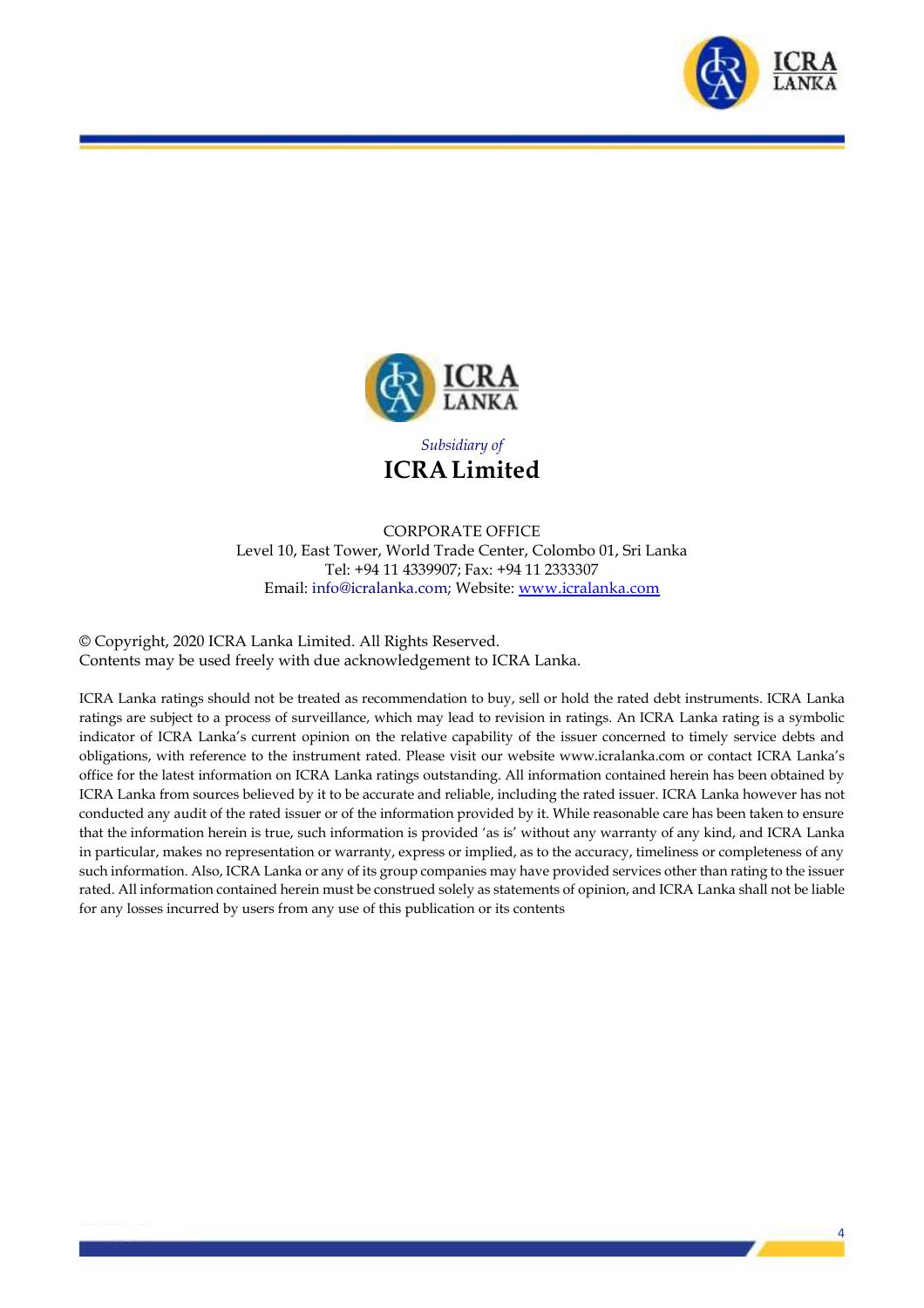ICRA LANKA

*Subsidiary of*

**ICRA Limited**

CORPORATE OFFICE
Level 10, East Tower, World Trade Center, Colombo 01, Sri Lanka
Tel: +94 11 4339907; Fax: +94 11 2333307
Email: info@icralanka.com; Website: www.icralanka.com

© Copyright, 2020 ICRA Lanka Limited. All Rights Reserved.
Contents may be used freely with due acknowledgement to ICRA Lanka.

ICRA Lanka ratings should not be treated as recommendation to buy, sell or hold the rated debt instruments. ICRA Lanka ratings are subject to a process of surveillance, which may lead to revision in ratings. An ICRA Lanka rating is a symbolic indicator of ICRA Lanka's current opinion on the relative capability of the issuer concerned to timely service debts and obligations, with reference to the instrument rated. Please visit our website www.icralanka.com or contact ICRA Lanka's office for the latest information on ICRA Lanka ratings outstanding. All information contained herein has been obtained by ICRA Lanka from sources believed by it to be accurate and reliable, including the rated issuer. ICRA Lanka however has not conducted any audit of the rated issuer or of the information provided by it. While reasonable care has been taken to ensure that the information herein is true, such information is provided 'as is' without any warranty of any kind, and ICRA Lanka in particular, makes no representation or warranty, express or implied, as to the accuracy, timeliness or completeness of any such information. Also, ICRA Lanka or any of its group companies may have provided services other than rating to the issuer rated. All information contained herein must be construed solely as statements of opinion, and ICRA Lanka shall not be liable for any losses incurred by users from any use of this publication or its contents